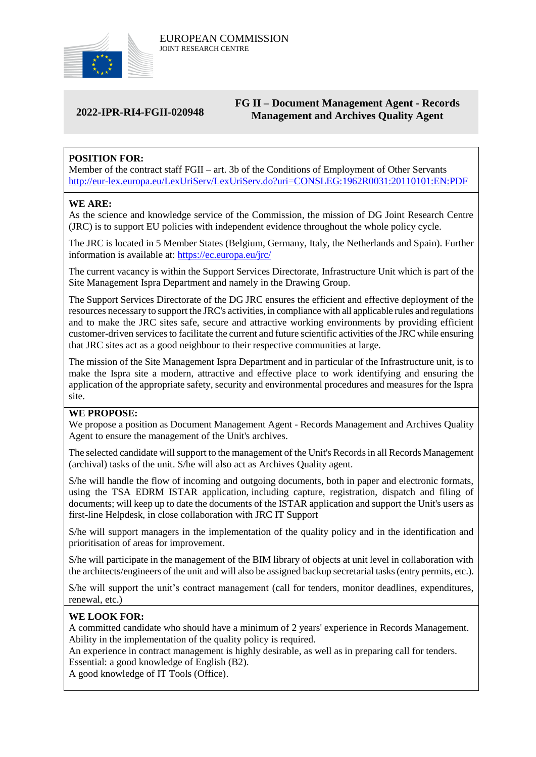EUROPEAN COMMISSION
JOINT RESEARCH CENTRE

**2022-IPR-RI4-FGII-020948**

**FG II – Document Management Agent - Records Management and Archives Quality Agent**

**POSITION FOR:**
Member of the contract staff FGII – art. 3b of the Conditions of Employment of Other Servants
http://eur-lex.europa.eu/LexUriServ/LexUriServ.do?uri=CONSLEG:1962R0031:20110101:EN:PDF

**WE ARE:**
As the science and knowledge service of the Commission, the mission of DG Joint Research Centre (JRC) is to support EU policies with independent evidence throughout the whole policy cycle.

The JRC is located in 5 Member States (Belgium, Germany, Italy, the Netherlands and Spain). Further information is available at: https://ec.europa.eu/jrc/

The current vacancy is within the Support Services Directorate, Infrastructure Unit which is part of the Site Management Ispra Department and namely in the Drawing Group.

The Support Services Directorate of the DG JRC ensures the efficient and effective deployment of the resources necessary to support the JRC's activities, in compliance with all applicable rules and regulations and to make the JRC sites safe, secure and attractive working environments by providing efficient customer-driven services to facilitate the current and future scientific activities of the JRC while ensuring that JRC sites act as a good neighbour to their respective communities at large.

The mission of the Site Management Ispra Department and in particular of the Infrastructure unit, is to make the Ispra site a modern, attractive and effective place to work identifying and ensuring the application of the appropriate safety, security and environmental procedures and measures for the Ispra site.

**WE PROPOSE:**
We propose a position as Document Management Agent - Records Management and Archives Quality Agent to ensure the management of the Unit's archives.

The selected candidate will support to the management of the Unit's Records in all Records Management (archival) tasks of the unit. S/he will also act as Archives Quality agent.

S/he will handle the flow of incoming and outgoing documents, both in paper and electronic formats, using the TSA EDRM ISTAR application, including capture, registration, dispatch and filing of documents; will keep up to date the documents of the ISTAR application and support the Unit's users as first-line Helpdesk, in close collaboration with JRC IT Support

S/he will support managers in the implementation of the quality policy and in the identification and prioritisation of areas for improvement.

S/he will participate in the management of the BIM library of objects at unit level in collaboration with the architects/engineers of the unit and will also be assigned backup secretarial tasks (entry permits, etc.).

S/he will support the unit's contract management (call for tenders, monitor deadlines, expenditures, renewal, etc.)

**WE LOOK FOR:**
A committed candidate who should have a minimum of 2 years' experience in Records Management.
Ability in the implementation of the quality policy is required.
An experience in contract management is highly desirable, as well as in preparing call for tenders.
Essential: a good knowledge of English (B2).
A good knowledge of IT Tools (Office).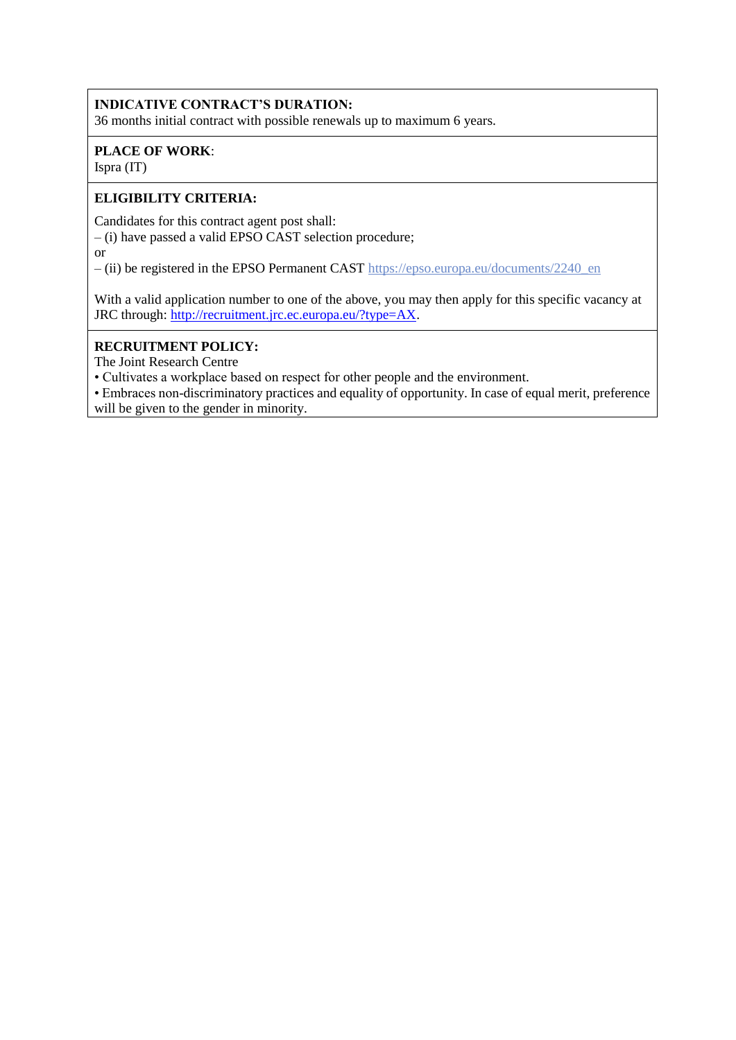**INDICATIVE CONTRACT'S DURATION:**
36 months initial contract with possible renewals up to maximum 6 years.

**PLACE OF WORK**:
Ispra (IT)

**ELIGIBILITY CRITERIA:**

Candidates for this contract agent post shall:
– (i) have passed a valid EPSO CAST selection procedure;
or
– (ii) be registered in the EPSO Permanent CAST https://epso.europa.eu/documents/2240_en

With a valid application number to one of the above, you may then apply for this specific vacancy at JRC through: http://recruitment.jrc.ec.europa.eu/?type=AX.

**RECRUITMENT POLICY:**
The Joint Research Centre
• Cultivates a workplace based on respect for other people and the environment.
• Embraces non-discriminatory practices and equality of opportunity. In case of equal merit, preference will be given to the gender in minority.